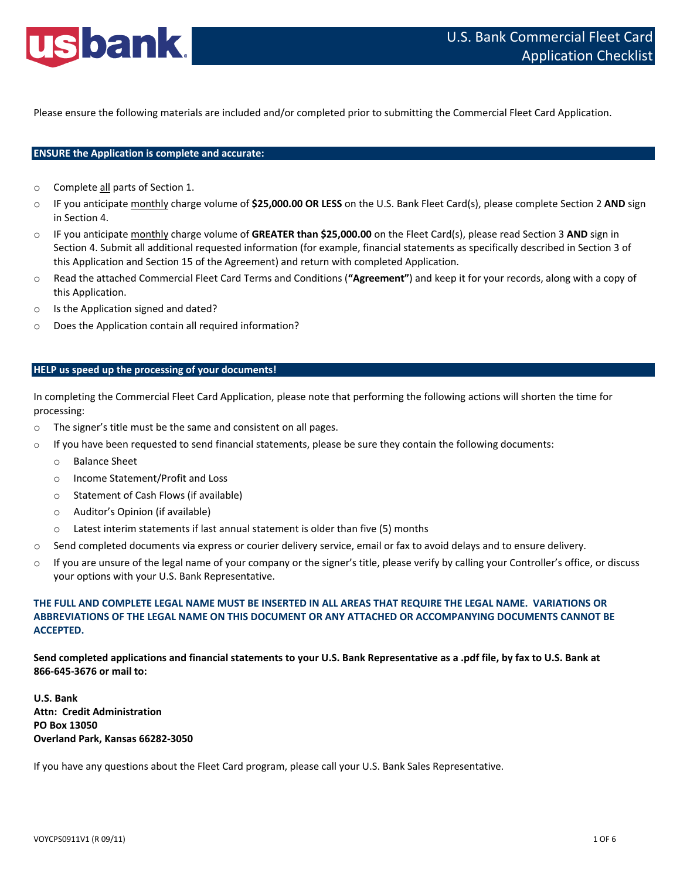# U.S. Bank Commercial Fleet Card Application Checklist

Please ensure the following materials are included and/or completed prior to submitting the Commercial Fleet Card Application.

## ENSURE the Application is complete and accurate:

- Complete all parts of Section 1.
- IF you anticipate monthly charge volume of **$25,000.00 OR LESS** on the U.S. Bank Fleet Card(s), please complete Section 2 **AND** sign in Section 4.
- IF you anticipate monthly charge volume of **GREATER than $25,000.00** on the Fleet Card(s), please read Section 3 **AND** sign in Section 4. Submit all additional requested information (for example, financial statements as specifically described in Section 3 of this Application and Section 15 of the Agreement) and return with completed Application.
- Read the attached Commercial Fleet Card Terms and Conditions (**"Agreement"**) and keep it for your records, along with a copy of this Application.
- Is the Application signed and dated?
- Does the Application contain all required information?

## HELP us speed up the processing of your documents!

In completing the Commercial Fleet Card Application, please note that performing the following actions will shorten the time for processing:

- The signer's title must be the same and consistent on all pages.
- If you have been requested to send financial statements, please be sure they contain the following documents:
  - Balance Sheet
  - Income Statement/Profit and Loss
  - Statement of Cash Flows (if available)
  - Auditor's Opinion (if available)
  - Latest interim statements if last annual statement is older than five (5) months
- Send completed documents via express or courier delivery service, email or fax to avoid delays and to ensure delivery.
- If you are unsure of the legal name of your company or the signer's title, please verify by calling your Controller's office, or discuss your options with your U.S. Bank Representative.

**THE FULL AND COMPLETE LEGAL NAME MUST BE INSERTED IN ALL AREAS THAT REQUIRE THE LEGAL NAME. VARIATIONS OR ABBREVIATIONS OF THE LEGAL NAME ON THIS DOCUMENT OR ANY ATTACHED OR ACCOMPANYING DOCUMENTS CANNOT BE ACCEPTED.**

**Send completed applications and financial statements to your U.S. Bank Representative as a .pdf file, by fax to U.S. Bank at 866-645-3676 or mail to:**

**U.S. Bank**
**Attn: Credit Administration**
**PO Box 13050**
**Overland Park, Kansas 66282-3050**

If you have any questions about the Fleet Card program, please call your U.S. Bank Sales Representative.

VOYCPS0911V1 (R 09/11)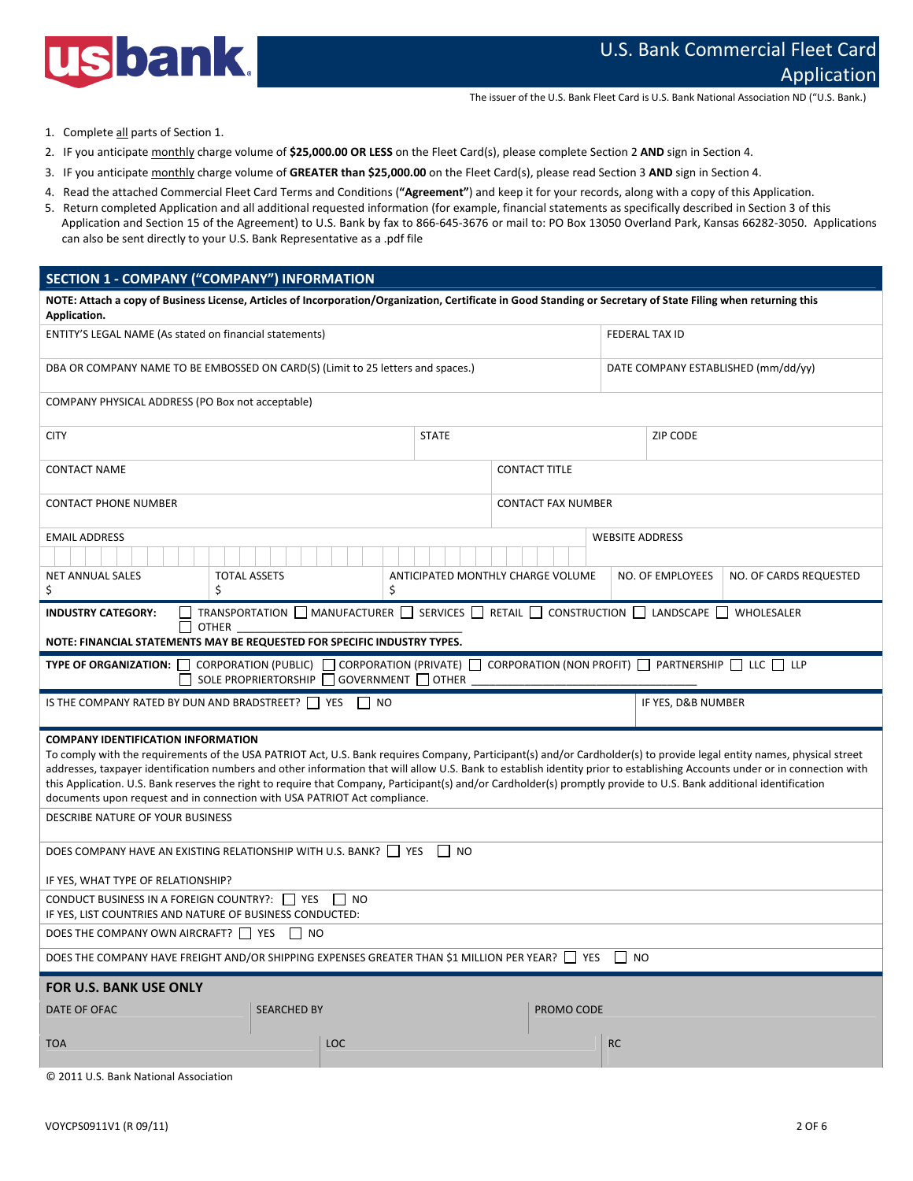# U.S. Bank Commercial Fleet Card Application

The issuer of the U.S. Bank Fleet Card is U.S. Bank National Association ND ("U.S. Bank.)

1. Complete all parts of Section 1.
2. IF you anticipate monthly charge volume of **$25,000.00 OR LESS** on the Fleet Card(s), please complete Section 2 **AND** sign in Section 4.
3. IF you anticipate monthly charge volume of **GREATER than $25,000.00** on the Fleet Card(s), please read Section 3 **AND** sign in Section 4.
4. Read the attached Commercial Fleet Card Terms and Conditions (**"Agreement"**) and keep it for your records, along with a copy of this Application.
5. Return completed Application and all additional requested information (for example, financial statements as specifically described in Section 3 of this Application and Section 15 of the Agreement) to U.S. Bank by fax to 866-645-3676 or mail to: PO Box 13050 Overland Park, Kansas 66282-3050. Applications can also be sent directly to your U.S. Bank Representative as a .pdf file

## SECTION 1 - COMPANY ("COMPANY") INFORMATION

**NOTE: Attach a copy of Business License, Articles of Incorporation/Organization, Certificate in Good Standing or Secretary of State Filing when returning this Application.**

| ENTITY'S LEGAL NAME (As stated on financial statements) | FEDERAL TAX ID |
|---|---|
| DBA OR COMPANY NAME TO BE EMBOSSED ON CARD(S) (Limit to 25 letters and spaces.) | DATE COMPANY ESTABLISHED (mm/dd/yy) |

COMPANY PHYSICAL ADDRESS (PO Box not acceptable)

| CITY | STATE | ZIP CODE |
|---|---|---|

| CONTACT NAME | CONTACT TITLE |
|---|---|
| CONTACT PHONE NUMBER | CONTACT FAX NUMBER |
| EMAIL ADDRESS | WEBSITE ADDRESS |

| NET ANNUAL SALES | TOTAL ASSETS | ANTICIPATED MONTHLY CHARGE VOLUME | NO. OF EMPLOYEES | NO. OF CARDS REQUESTED |
|---|---|---|---|---|
| $ | $ | $ | | |

**INDUSTRY CATEGORY:** ☐ TRANSPORTATION ☐ MANUFACTURER ☐ SERVICES ☐ RETAIL ☐ CONSTRUCTION ☐ LANDSCAPE ☐ WHOLESALER ☐ OTHER ______________________

**NOTE: FINANCIAL STATEMENTS MAY BE REQUESTED FOR SPECIFIC INDUSTRY TYPES.**

**TYPE OF ORGANIZATION:** ☐ CORPORATION (PUBLIC) ☐ CORPORATION (PRIVATE) ☐ CORPORATION (NON PROFIT) ☐ PARTNERSHIP ☐ LLC ☐ LLP ☐ SOLE PROPRIERTORSHIP ☐ GOVERNMENT ☐ OTHER ______________________

IS THE COMPANY RATED BY DUN AND BRADSTREET? ☐ YES ☐ NO | IF YES, D&B NUMBER

**COMPANY IDENTIFICATION INFORMATION**

To comply with the requirements of the USA PATRIOT Act, U.S. Bank requires Company, Participant(s) and/or Cardholder(s) to provide legal entity names, physical street addresses, taxpayer identification numbers and other information that will allow U.S. Bank to establish identity prior to establishing Accounts under or in connection with this Application. U.S. Bank reserves the right to require that Company, Participant(s) and/or Cardholder(s) promptly provide to U.S. Bank additional identification documents upon request and in connection with USA PATRIOT Act compliance.

DESCRIBE NATURE OF YOUR BUSINESS

DOES COMPANY HAVE AN EXISTING RELATIONSHIP WITH U.S. BANK? ☐ YES ☐ NO

IF YES, WHAT TYPE OF RELATIONSHIP?

CONDUCT BUSINESS IN A FOREIGN COUNTRY?: ☐ YES ☐ NO
IF YES, LIST COUNTRIES AND NATURE OF BUSINESS CONDUCTED:

DOES THE COMPANY OWN AIRCRAFT? ☐ YES ☐ NO

DOES THE COMPANY HAVE FREIGHT AND/OR SHIPPING EXPENSES GREATER THAN $1 MILLION PER YEAR? ☐ YES ☐ NO

### FOR U.S. BANK USE ONLY

| DATE OF OFAC | SEARCHED BY | PROMO CODE |
|---|---|---|
| TOA | LOC | RC |

© 2011 U.S. Bank National Association

VOYCPS0911V1 (R 09/11)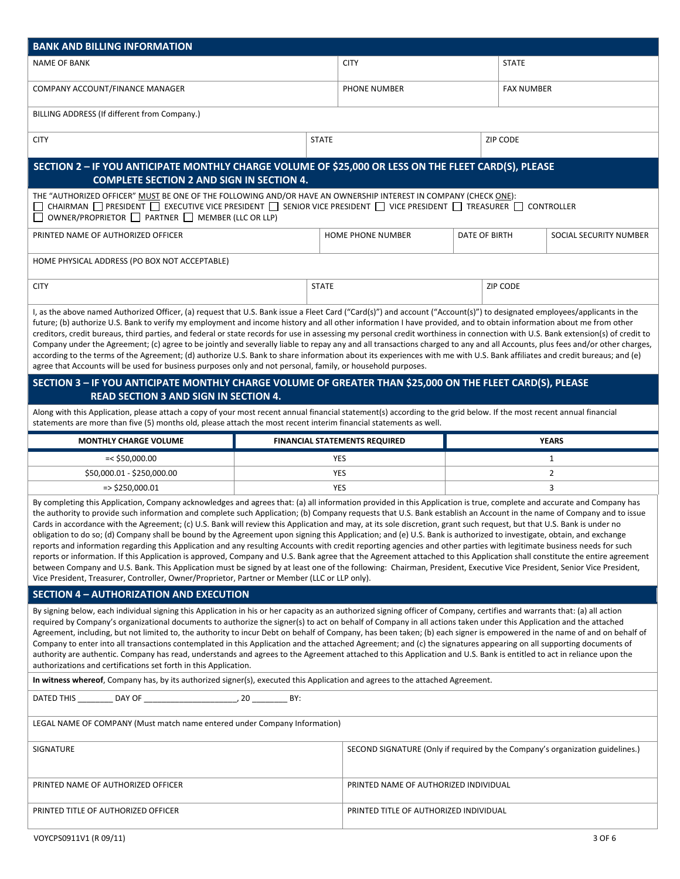## BANK AND BILLING INFORMATION

| NAME OF BANK | CITY | STATE |
|---|---|---|
| | | |

| COMPANY ACCOUNT/FINANCE MANAGER | PHONE NUMBER | FAX NUMBER |
|---|---|---|
| | | |

BILLING ADDRESS (If different from Company.)

| CITY | STATE | ZIP CODE |
|---|---|---|
| | | |

## SECTION 2 – IF YOU ANTICIPATE MONTHLY CHARGE VOLUME OF $25,000 OR LESS ON THE FLEET CARD(S), PLEASE COMPLETE SECTION 2 AND SIGN IN SECTION 4.

THE "AUTHORIZED OFFICER" MUST BE ONE OF THE FOLLOWING AND/OR HAVE AN OWNERSHIP INTEREST IN COMPANY (CHECK ONE):

☐ CHAIRMAN ☐ PRESIDENT ☐ EXECUTIVE VICE PRESIDENT ☐ SENIOR VICE PRESIDENT ☐ VICE PRESIDENT ☐ TREASURER ☐ CONTROLLER
☐ OWNER/PROPRIETOR ☐ PARTNER ☐ MEMBER (LLC OR LLP)

| PRINTED NAME OF AUTHORIZED OFFICER | HOME PHONE NUMBER | DATE OF BIRTH | SOCIAL SECURITY NUMBER |
|---|---|---|---|
| | | | |

HOME PHYSICAL ADDRESS (PO BOX NOT ACCEPTABLE)

| CITY | STATE | ZIP CODE |
|---|---|---|
| | | |

I, as the above named Authorized Officer, (a) request that U.S. Bank issue a Fleet Card ("Card(s)") and account ("Account(s)") to designated employees/applicants in the future; (b) authorize U.S. Bank to verify my employment and income history and all other information I have provided, and to obtain information about me from other creditors, credit bureaus, third parties, and federal or state records for use in assessing my personal credit worthiness in connection with U.S. Bank extension(s) of credit to Company under the Agreement; (c) agree to be jointly and severally liable to repay any and all transactions charged to any and all Accounts, plus fees and/or other charges, according to the terms of the Agreement; (d) authorize U.S. Bank to share information about its experiences with me with U.S. Bank affiliates and credit bureaus; and (e) agree that Accounts will be used for business purposes only and not personal, family, or household purposes.

## SECTION 3 – IF YOU ANTICIPATE MONTHLY CHARGE VOLUME OF GREATER THAN $25,000 ON THE FLEET CARD(S), PLEASE READ SECTION 3 AND SIGN IN SECTION 4.

Along with this Application, please attach a copy of your most recent annual financial statement(s) according to the grid below. If the most recent annual financial statements are more than five (5) months old, please attach the most recent interim financial statements as well.

| MONTHLY CHARGE VOLUME | FINANCIAL STATEMENTS REQUIRED | YEARS |
|---|---|---|
| =< $50,000.00 | YES | 1 |
| $50,000.01 - $250,000.00 | YES | 2 |
| => $250,000.01 | YES | 3 |

By completing this Application, Company acknowledges and agrees that: (a) all information provided in this Application is true, complete and accurate and Company has the authority to provide such information and complete such Application; (b) Company requests that U.S. Bank establish an Account in the name of Company and to issue Cards in accordance with the Agreement; (c) U.S. Bank will review this Application and may, at its sole discretion, grant such request, but that U.S. Bank is under no obligation to do so; (d) Company shall be bound by the Agreement upon signing this Application; and (e) U.S. Bank is authorized to investigate, obtain, and exchange reports and information regarding this Application and any resulting Accounts with credit reporting agencies and other parties with legitimate business needs for such reports or information. If this Application is approved, Company and U.S. Bank agree that the Agreement attached to this Application shall constitute the entire agreement between Company and U.S. Bank. This Application must be signed by at least one of the following: Chairman, President, Executive Vice President, Senior Vice President, Vice President, Treasurer, Controller, Owner/Proprietor, Partner or Member (LLC or LLP only).

## SECTION 4 – AUTHORIZATION AND EXECUTION

By signing below, each individual signing this Application in his or her capacity as an authorized signing officer of Company, certifies and warrants that: (a) all action required by Company's organizational documents to authorize the signer(s) to act on behalf of Company in all actions taken under this Application and the attached Agreement, including, but not limited to, the authority to incur Debt on behalf of Company, has been taken; (b) each signer is empowered in the name of and on behalf of Company to enter into all transactions contemplated in this Application and the attached Agreement; and (c) the signatures appearing on all supporting documents of authority are authentic. Company has read, understands and agrees to the Agreement attached to this Application and U.S. Bank is entitled to act in reliance upon the authorizations and certifications set forth in this Application.

**In witness whereof**, Company has, by its authorized signer(s), executed this Application and agrees to the attached Agreement.

DATED THIS ________ DAY OF ____________________, 20 ________ BY:

LEGAL NAME OF COMPANY (Must match name entered under Company Information)

| SIGNATURE | SECOND SIGNATURE (Only if required by the Company's organization guidelines.) |
|---|---|
| PRINTED NAME OF AUTHORIZED OFFICER | PRINTED NAME OF AUTHORIZED INDIVIDUAL |
| PRINTED TITLE OF AUTHORIZED OFFICER | PRINTED TITLE OF AUTHORIZED INDIVIDUAL |

VOYCPS0911V1 (R 09/11)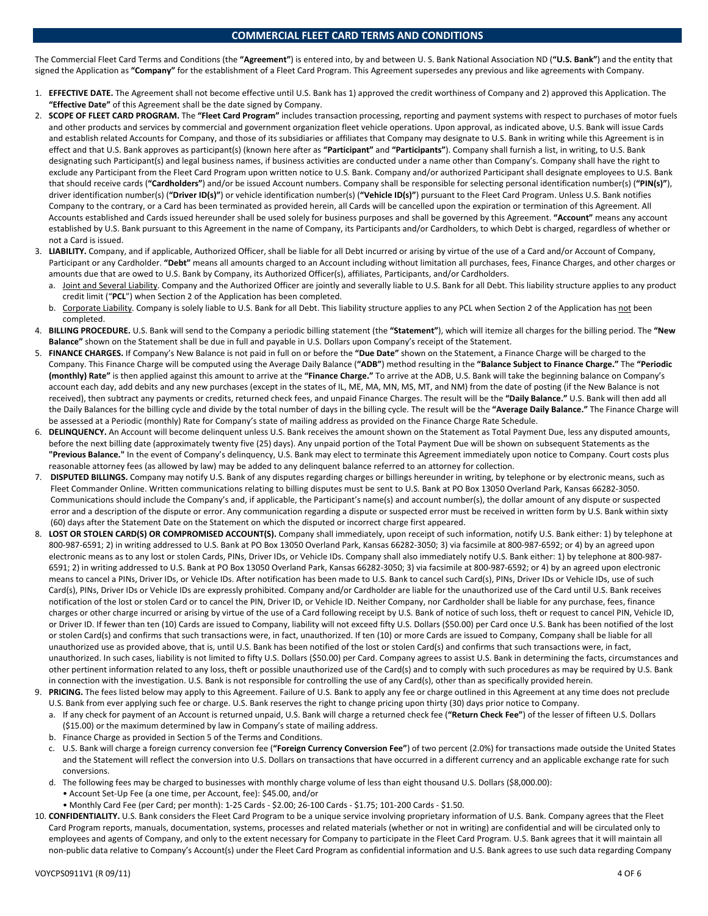## COMMERCIAL FLEET CARD TERMS AND CONDITIONS

The Commercial Fleet Card Terms and Conditions (the **"Agreement"**) is entered into, by and between U. S. Bank National Association ND (**"U.S. Bank"**) and the entity that signed the Application as **"Company"** for the establishment of a Fleet Card Program. This Agreement supersedes any previous and like agreements with Company.

1. **EFFECTIVE DATE.** The Agreement shall not become effective until U.S. Bank has 1) approved the credit worthiness of Company and 2) approved this Application. The **"Effective Date"** of this Agreement shall be the date signed by Company.
2. **SCOPE OF FLEET CARD PROGRAM.** The **"Fleet Card Program"** includes transaction processing, reporting and payment systems with respect to purchases of motor fuels and other products and services by commercial and government organization fleet vehicle operations. Upon approval, as indicated above, U.S. Bank will issue Cards and establish related Accounts for Company, and those of its subsidiaries or affiliates that Company may designate to U.S. Bank in writing while this Agreement is in effect and that U.S. Bank approves as participant(s) (known here after as **"Participant"** and **"Participants"**). Company shall furnish a list, in writing, to U.S. Bank designating such Participant(s) and legal business names, if business activities are conducted under a name other than Company's. Company shall have the right to exclude any Participant from the Fleet Card Program upon written notice to U.S. Bank. Company and/or authorized Participant shall designate employees to U.S. Bank that should receive cards (**"Cardholders"**) and/or be issued Account numbers. Company shall be responsible for selecting personal identification number(s) (**"PIN(s)"**), driver identification number(s) (**"Driver ID(s)"**) or vehicle identification number(s) (**"Vehicle ID(s)"**) pursuant to the Fleet Card Program. Unless U.S. Bank notifies Company to the contrary, or a Card has been terminated as provided herein, all Cards will be cancelled upon the expiration or termination of this Agreement. All Accounts established and Cards issued hereunder shall be used solely for business purposes and shall be governed by this Agreement. **"Account"** means any account established by U.S. Bank pursuant to this Agreement in the name of Company, its Participants and/or Cardholders, to which Debt is charged, regardless of whether or not a Card is issued.
3. **LIABILITY.** Company, and if applicable, Authorized Officer, shall be liable for all Debt incurred or arising by virtue of the use of a Card and/or Account of Company, Participant or any Cardholder. **"Debt"** means all amounts charged to an Account including without limitation all purchases, fees, Finance Charges, and other charges or amounts due that are owed to U.S. Bank by Company, its Authorized Officer(s), affiliates, Participants, and/or Cardholders.
   a. Joint and Several Liability. Company and the Authorized Officer are jointly and severally liable to U.S. Bank for all Debt. This liability structure applies to any product credit limit ("**PCL**") when Section 2 of the Application has been completed.
   b. Corporate Liability. Company is solely liable to U.S. Bank for all Debt. This liability structure applies to any PCL when Section 2 of the Application has not been completed.
4. **BILLING PROCEDURE.** U.S. Bank will send to the Company a periodic billing statement (the **"Statement"**), which will itemize all charges for the billing period. The **"New Balance"** shown on the Statement shall be due in full and payable in U.S. Dollars upon Company's receipt of the Statement.
5. **FINANCE CHARGES.** If Company's New Balance is not paid in full on or before the **"Due Date"** shown on the Statement, a Finance Charge will be charged to the Company. This Finance Charge will be computed using the Average Daily Balance (**"ADB"**) method resulting in the **"Balance Subject to Finance Charge."** The **"Periodic (monthly) Rate"** is then applied against this amount to arrive at the **"Finance Charge."** To arrive at the ADB, U.S. Bank will take the beginning balance on Company's account each day, add debits and any new purchases (except in the states of IL, ME, MA, MN, MS, MT, and NM) from the date of posting (if the New Balance is not received), then subtract any payments or credits, returned check fees, and unpaid Finance Charges. The result will be the **"Daily Balance."** U.S. Bank will then add all the Daily Balances for the billing cycle and divide by the total number of days in the billing cycle. The result will be the **"Average Daily Balance."** The Finance Charge will be assessed at a Periodic (monthly) Rate for Company's state of mailing address as provided on the Finance Charge Rate Schedule.
6. **DELINQUENCY.** An Account will become delinquent unless U.S. Bank receives the amount shown on the Statement as Total Payment Due, less any disputed amounts, before the next billing date (approximately twenty five (25) days). Any unpaid portion of the Total Payment Due will be shown on subsequent Statements as the **"Previous Balance."** In the event of Company's delinquency, U.S. Bank may elect to terminate this Agreement immediately upon notice to Company. Court costs plus reasonable attorney fees (as allowed by law) may be added to any delinquent balance referred to an attorney for collection.
7. **DISPUTED BILLINGS.** Company may notify U.S. Bank of any disputes regarding charges or billings hereunder in writing, by telephone or by electronic means, such as Fleet Commander Online. Written communications relating to billing disputes must be sent to U.S. Bank at PO Box 13050 Overland Park, Kansas 66282-3050. Communications should include the Company's and, if applicable, the Participant's name(s) and account number(s), the dollar amount of any dispute or suspected error and a description of the dispute or error. Any communication regarding a dispute or suspected error must be received in written form by U.S. Bank within sixty (60) days after the Statement Date on the Statement on which the disputed or incorrect charge first appeared.
8. **LOST OR STOLEN CARD(S) OR COMPROMISED ACCOUNT(S).** Company shall immediately, upon receipt of such information, notify U.S. Bank either: 1) by telephone at 800-987-6591; 2) in writing addressed to U.S. Bank at PO Box 13050 Overland Park, Kansas 66282-3050; 3) via facsimile at 800-987-6592; or 4) by an agreed upon electronic means as to any lost or stolen Cards, PINs, Driver IDs, or Vehicle IDs. Company shall also immediately notify U.S. Bank either: 1) by telephone at 800-987-6591; 2) in writing addressed to U.S. Bank at PO Box 13050 Overland Park, Kansas 66282-3050; 3) via facsimile at 800-987-6592; or 4) by an agreed upon electronic means to cancel a PINs, Driver IDs, or Vehicle IDs. After notification has been made to U.S. Bank to cancel such Card(s), PINs, Driver IDs or Vehicle IDs, use of such Card(s), PINs, Driver IDs or Vehicle IDs are expressly prohibited. Company and/or Cardholder are liable for the unauthorized use of the Card until U.S. Bank receives notification of the lost or stolen Card or to cancel the PIN, Driver ID, or Vehicle ID. Neither Company, nor Cardholder shall be liable for any purchase, fees, finance charges or other charge incurred or arising by virtue of the use of a Card following receipt by U.S. Bank of notice of such loss, theft or request to cancel PIN, Vehicle ID, or Driver ID. If fewer than ten (10) Cards are issued to Company, liability will not exceed fifty U.S. Dollars ($50.00) per Card once U.S. Bank has been notified of the lost or stolen Card(s) and confirms that such transactions were, in fact, unauthorized. If ten (10) or more Cards are issued to Company, Company shall be liable for all unauthorized use as provided above, that is, until U.S. Bank has been notified of the lost or stolen Card(s) and confirms that such transactions were, in fact, unauthorized. In such cases, liability is not limited to fifty U.S. Dollars ($50.00) per Card. Company agrees to assist U.S. Bank in determining the facts, circumstances and other pertinent information related to any loss, theft or possible unauthorized use of the Card(s) and to comply with such procedures as may be required by U.S. Bank in connection with the investigation. U.S. Bank is not responsible for controlling the use of any Card(s), other than as specifically provided herein.
9. **PRICING.** The fees listed below may apply to this Agreement. Failure of U.S. Bank to apply any fee or charge outlined in this Agreement at any time does not preclude U.S. Bank from ever applying such fee or charge. U.S. Bank reserves the right to change pricing upon thirty (30) days prior notice to Company.
   a. If any check for payment of an Account is returned unpaid, U.S. Bank will charge a returned check fee (**"Return Check Fee"**) of the lesser of fifteen U.S. Dollars ($15.00) or the maximum determined by law in Company's state of mailing address.
   b. Finance Charge as provided in Section 5 of the Terms and Conditions.
   c. U.S. Bank will charge a foreign currency conversion fee (**"Foreign Currency Conversion Fee"**) of two percent (2.0%) for transactions made outside the United States and the Statement will reflect the conversion into U.S. Dollars on transactions that have occurred in a different currency and an applicable exchange rate for such conversions.
   d. The following fees may be charged to businesses with monthly charge volume of less than eight thousand U.S. Dollars ($8,000.00):
      - Account Set-Up Fee (a one time, per Account, fee): $45.00, and/or
      - Monthly Card Fee (per Card; per month): 1-25 Cards - $2.00; 26-100 Cards - $1.75; 101-200 Cards - $1.50.
10. **CONFIDENTIALITY.** U.S. Bank considers the Fleet Card Program to be a unique service involving proprietary information of U.S. Bank. Company agrees that the Fleet Card Program reports, manuals, documentation, systems, processes and related materials (whether or not in writing) are confidential and will be circulated only to employees and agents of Company, and only to the extent necessary for Company to participate in the Fleet Card Program. U.S. Bank agrees that it will maintain all non-public data relative to Company's Account(s) under the Fleet Card Program as confidential information and U.S. Bank agrees to use such data regarding Company

VOYCPS0911V1 (R 09/11)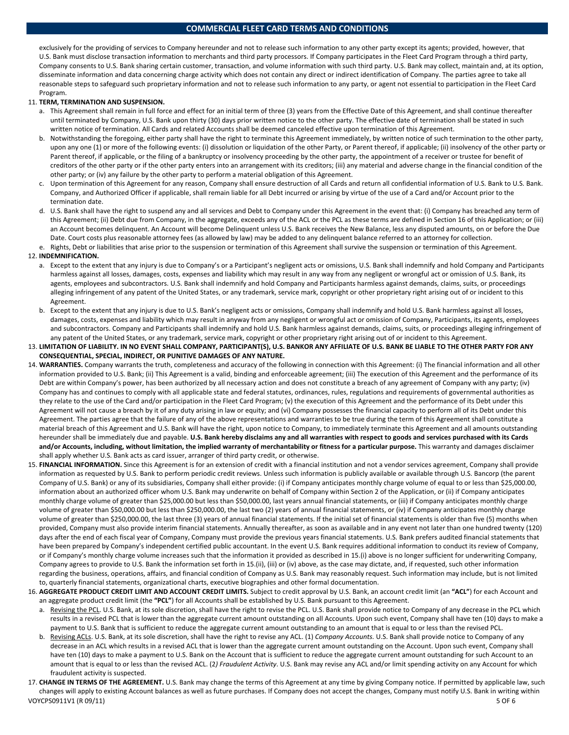exclusively for the providing of services to Company hereunder and not to release such information to any other party except its agents; provided, however, that U.S. Bank must disclose transaction information to merchants and third party processors. If Company participates in the Fleet Card Program through a third party, Company consents to U.S. Bank sharing certain customer, transaction, and volume information with such third party. U.S. Bank may collect, maintain and, at its option, disseminate information and data concerning charge activity which does not contain any direct or indirect identification of Company. The parties agree to take all reasonable steps to safeguard such proprietary information and not to release such information to any party, or agent not essential to participation in the Fleet Card Program.

11. **TERM, TERMINATION AND SUSPENSION.**
    a. This Agreement shall remain in full force and effect for an initial term of three (3) years from the Effective Date of this Agreement, and shall continue thereafter until terminated by Company, U.S. Bank upon thirty (30) days prior written notice to the other party. The effective date of termination shall be stated in such written notice of termination. All Cards and related Accounts shall be deemed canceled effective upon termination of this Agreement.
    b. Notwithstanding the foregoing, either party shall have the right to terminate this Agreement immediately, by written notice of such termination to the other party, upon any one (1) or more of the following events: (i) dissolution or liquidation of the other Party, or Parent thereof, if applicable; (ii) insolvency of the other party or Parent thereof, if applicable, or the filing of a bankruptcy or insolvency proceeding by the other party, the appointment of a receiver or trustee for benefit of creditors of the other party or if the other party enters into an arrangement with its creditors; (iii) any material and adverse change in the financial condition of the other party; or (iv) any failure by the other party to perform a material obligation of this Agreement.
    c. Upon termination of this Agreement for any reason, Company shall ensure destruction of all Cards and return all confidential information of U.S. Bank to U.S. Bank. Company, and Authorized Officer if applicable, shall remain liable for all Debt incurred or arising by virtue of the use of a Card and/or Account prior to the termination date.
    d. U.S. Bank shall have the right to suspend any and all services and Debt to Company under this Agreement in the event that: (i) Company has breached any term of this Agreement; (ii) Debt due from Company, in the aggregate, exceeds any of the ACL or the PCL as these terms are defined in Section 16 of this Application; or (iii) an Account becomes delinquent. An Account will become Delinquent unless U.S. Bank receives the New Balance, less any disputed amounts, on or before the Due Date. Court costs plus reasonable attorney fees (as allowed by law) may be added to any delinquent balance referred to an attorney for collection.
    e. Rights, Debt or liabilities that arise prior to the suspension or termination of this Agreement shall survive the suspension or termination of this Agreement.
12. **INDEMNIFICATION.**
    a. Except to the extent that any injury is due to Company's or a Participant's negligent acts or omissions, U.S. Bank shall indemnify and hold Company and Participants harmless against all losses, damages, costs, expenses and liability which may result in any way from any negligent or wrongful act or omission of U.S. Bank, its agents, employees and subcontractors. U.S. Bank shall indemnify and hold Company and Participants harmless against demands, claims, suits, or proceedings alleging infringement of any patent of the United States, or any trademark, service mark, copyright or other proprietary right arising out of or incident to this Agreement.
    b. Except to the extent that any injury is due to U.S. Bank's negligent acts or omissions, Company shall indemnify and hold U.S. Bank harmless against all losses, damages, costs, expenses and liability which may result in anyway from any negligent or wrongful act or omission of Company, Participants, its agents, employees and subcontractors. Company and Participants shall indemnify and hold U.S. Bank harmless against demands, claims, suits, or proceedings alleging infringement of any patent of the United States, or any trademark, service mark, copyright or other proprietary right arising out of or incident to this Agreement.
13. **LIMITATION OF LIABILITY. IN NO EVENT SHALL COMPANY, PARTICIPANT(S), U.S. BANKOR ANY AFFILIATE OF U.S. BANK BE LIABLE TO THE OTHER PARTY FOR ANY CONSEQUENTIAL, SPECIAL, INDIRECT, OR PUNITIVE DAMAGES OF ANY NATURE.**
14. **WARRANTIES.** Company warrants the truth, completeness and accuracy of the following in connection with this Agreement: (i) The financial information and all other information provided to U.S. Bank; (ii) This Agreement is a valid, binding and enforceable agreement; (iii) The execution of this Agreement and the performance of its Debt are within Company's power, has been authorized by all necessary action and does not constitute a breach of any agreement of Company with any party; (iv) Company has and continues to comply with all applicable state and federal statutes, ordinances, rules, regulations and requirements of governmental authorities as they relate to the use of the Card and/or participation in the Fleet Card Program; (v) the execution of this Agreement and the performance of its Debt under this Agreement will not cause a breach by it of any duty arising in law or equity; and (vi) Company possesses the financial capacity to perform all of its Debt under this Agreement. The parties agree that the failure of any of the above representations and warranties to be true during the term of this Agreement shall constitute a material breach of this Agreement and U.S. Bank will have the right, upon notice to Company, to immediately terminate this Agreement and all amounts outstanding hereunder shall be immediately due and payable. **U.S. Bank hereby disclaims any and all warranties with respect to goods and services purchased with its Cards and/or Accounts, including, without limitation, the implied warranty of merchantability or fitness for a particular purpose.** This warranty and damages disclaimer shall apply whether U.S. Bank acts as card issuer, arranger of third party credit, or otherwise.
15. **FINANCIAL INFORMATION.** Since this Agreement is for an extension of credit with a financial institution and not a vendor services agreement, Company shall provide information as requested by U.S. Bank to perform periodic credit reviews. Unless such information is publicly available or available through U.S. Bancorp (the parent Company of U.S. Bank) or any of its subsidiaries, Company shall either provide: (i) if Company anticipates monthly charge volume of equal to or less than $25,000.00, information about an authorized officer whom U.S. Bank may underwrite on behalf of Company within Section 2 of the Application, or (ii) if Company anticipates monthly charge volume of greater than $25,000.00 but less than $50,000.00, last years annual financial statements, or (iii) if Company anticipates monthly charge volume of greater than $50,000.00 but less than $250,000.00, the last two (2) years of annual financial statements, or (iv) if Company anticipates monthly charge volume of greater than $250,000.00, the last three (3) years of annual financial statements. If the initial set of financial statements is older than five (5) months when provided, Company must also provide interim financial statements. Annually thereafter, as soon as available and in any event not later than one hundred twenty (120) days after the end of each fiscal year of Company, Company must provide the previous years financial statements. U.S. Bank prefers audited financial statements that have been prepared by Company's independent certified public accountant. In the event U.S. Bank requires additional information to conduct its review of Company, or if Company's monthly charge volume increases such that the information it provided as described in 15.(i) above is no longer sufficient for underwriting Company, Company agrees to provide to U.S. Bank the information set forth in 15.(ii), (iii) or (iv) above, as the case may dictate, and, if requested, such other information regarding the business, operations, affairs, and financial condition of Company as U.S. Bank may reasonably request. Such information may include, but is not limited to, quarterly financial statements, organizational charts, executive biographies and other formal documentation.
16. **AGGREGATE PRODUCT CREDIT LIMIT AND ACCOUNT CREDIT LIMITS.** Subject to credit approval by U.S. Bank, an account credit limit (an **"ACL"**) for each Account and an aggregate product credit limit (the **"PCL"**) for all Accounts shall be established by U.S. Bank pursuant to this Agreement.
    a. Revising the PCL. U.S. Bank, at its sole discretion, shall have the right to revise the PCL. U.S. Bank shall provide notice to Company of any decrease in the PCL which results in a revised PCL that is lower than the aggregate current amount outstanding on all Accounts. Upon such event, Company shall have ten (10) days to make a payment to U.S. Bank that is sufficient to reduce the aggregate current amount outstanding to an amount that is equal to or less than the revised PCL.
    b. Revising ACLs. U.S. Bank, at its sole discretion, shall have the right to revise any ACL. (1) *Company Accounts.* U.S. Bank shall provide notice to Company of any decrease in an ACL which results in a revised ACL that is lower than the aggregate current amount outstanding on the Account. Upon such event, Company shall have ten (10) days to make a payment to U.S. Bank on the Account that is sufficient to reduce the aggregate current amount outstanding for such Account to an amount that is equal to or less than the revised ACL. (2*) Fraudulent Activity*. U.S. Bank may revise any ACL and/or limit spending activity on any Account for which fraudulent activity is suspected.
17. **CHANGE IN TERMS OF THE AGREEMENT.** U.S. Bank may change the terms of this Agreement at any time by giving Company notice. If permitted by applicable law, such changes will apply to existing Account balances as well as future purchases. If Company does not accept the changes, Company must notify U.S. Bank in writing within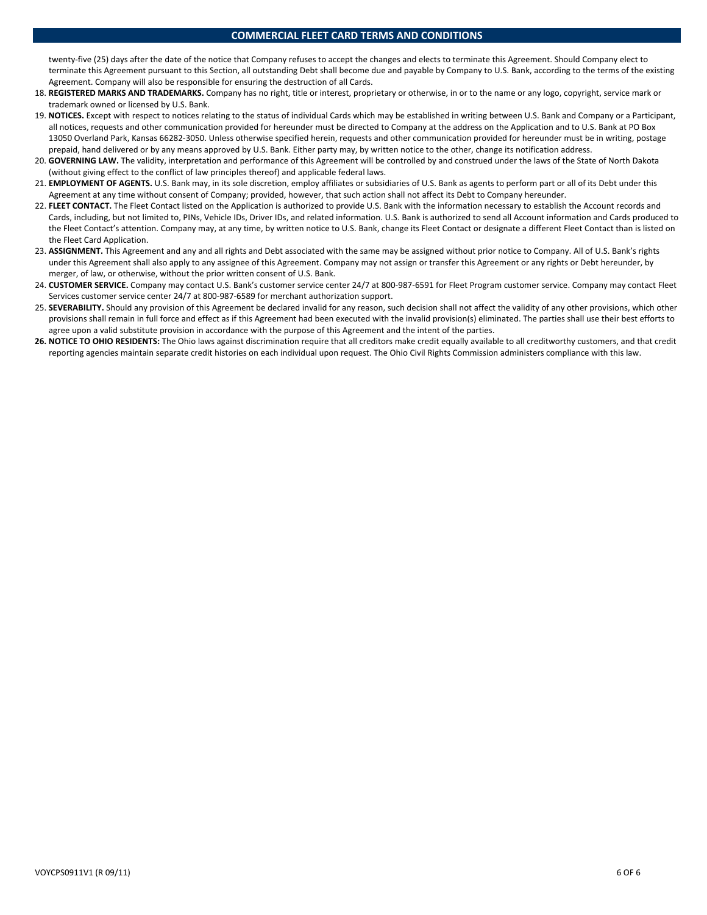twenty-five (25) days after the date of the notice that Company refuses to accept the changes and elects to terminate this Agreement. Should Company elect to terminate this Agreement pursuant to this Section, all outstanding Debt shall become due and payable by Company to U.S. Bank, according to the terms of the existing Agreement. Company will also be responsible for ensuring the destruction of all Cards.

18. **REGISTERED MARKS AND TRADEMARKS.** Company has no right, title or interest, proprietary or otherwise, in or to the name or any logo, copyright, service mark or trademark owned or licensed by U.S. Bank.
19. **NOTICES.** Except with respect to notices relating to the status of individual Cards which may be established in writing between U.S. Bank and Company or a Participant, all notices, requests and other communication provided for hereunder must be directed to Company at the address on the Application and to U.S. Bank at PO Box 13050 Overland Park, Kansas 66282-3050. Unless otherwise specified herein, requests and other communication provided for hereunder must be in writing, postage prepaid, hand delivered or by any means approved by U.S. Bank. Either party may, by written notice to the other, change its notification address.
20. **GOVERNING LAW.** The validity, interpretation and performance of this Agreement will be controlled by and construed under the laws of the State of North Dakota (without giving effect to the conflict of law principles thereof) and applicable federal laws.
21. **EMPLOYMENT OF AGENTS.** U.S. Bank may, in its sole discretion, employ affiliates or subsidiaries of U.S. Bank as agents to perform part or all of its Debt under this Agreement at any time without consent of Company; provided, however, that such action shall not affect its Debt to Company hereunder.
22. **FLEET CONTACT.** The Fleet Contact listed on the Application is authorized to provide U.S. Bank with the information necessary to establish the Account records and Cards, including, but not limited to, PINs, Vehicle IDs, Driver IDs, and related information. U.S. Bank is authorized to send all Account information and Cards produced to the Fleet Contact's attention. Company may, at any time, by written notice to U.S. Bank, change its Fleet Contact or designate a different Fleet Contact than is listed on the Fleet Card Application.
23. **ASSIGNMENT.** This Agreement and any and all rights and Debt associated with the same may be assigned without prior notice to Company. All of U.S. Bank's rights under this Agreement shall also apply to any assignee of this Agreement. Company may not assign or transfer this Agreement or any rights or Debt hereunder, by merger, of law, or otherwise, without the prior written consent of U.S. Bank.
24. **CUSTOMER SERVICE.** Company may contact U.S. Bank's customer service center 24/7 at 800-987-6591 for Fleet Program customer service. Company may contact Fleet Services customer service center 24/7 at 800-987-6589 for merchant authorization support.
25. **SEVERABILITY.** Should any provision of this Agreement be declared invalid for any reason, such decision shall not affect the validity of any other provisions, which other provisions shall remain in full force and effect as if this Agreement had been executed with the invalid provision(s) eliminated. The parties shall use their best efforts to agree upon a valid substitute provision in accordance with the purpose of this Agreement and the intent of the parties.
26. **NOTICE TO OHIO RESIDENTS:** The Ohio laws against discrimination require that all creditors make credit equally available to all creditworthy customers, and that credit reporting agencies maintain separate credit histories on each individual upon request. The Ohio Civil Rights Commission administers compliance with this law.

VOYCPS0911V1 (R 09/11)